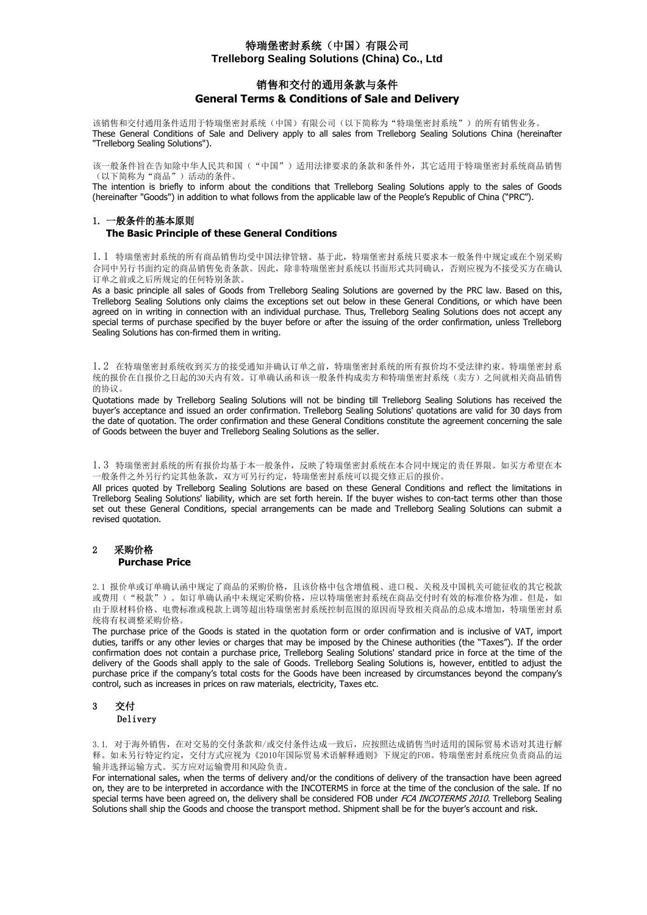# 特瑞堡密封系统（中国）有限公司
# Trelleborg Sealing Solutions (China) Co., Ltd

## 销售和交付的通用条款与条件
## General Terms & Conditions of Sale and Delivery

该销售和交付通用条件适用于特瑞堡密封系统（中国）有限公司（以下简称为"特瑞堡密封系统"）的所有销售业务。
These General Conditions of Sale and Delivery apply to all sales from Trelleborg Sealing Solutions China (hereinafter "Trelleborg Sealing Solutions").

该一般条件旨在告知除中华人民共和国（"中国"）适用法律要求的条款和条件外，其它适用于特瑞堡密封系统商品销售（以下简称为"商品"）活动的条件。
The intention is briefly to inform about the conditions that Trelleborg Sealing Solutions apply to the sales of Goods (hereinafter "Goods") in addition to what follows from the applicable law of the People's Republic of China ("PRC").

### 1. 一般条件的基本原则
### The Basic Principle of these General Conditions

1.1 特瑞堡密封系统的所有商品销售均受中国法律管辖。基于此，特瑞堡密封系统只要求本一般条件中规定或在个别采购合同中另行书面约定的商品销售免责条款。因此，除非特瑞堡密封系统以书面形式共同确认，否则应视为不接受买方在确认订单之前或之后所规定的任何特别条款。
As a basic principle all sales of Goods from Trelleborg Sealing Solutions are governed by the PRC law. Based on this, Trelleborg Sealing Solutions only claims the exceptions set out below in these General Conditions, or which have been agreed on in writing in connection with an individual purchase. Thus, Trelleborg Sealing Solutions does not accept any special terms of purchase specified by the buyer before or after the issuing of the order confirmation, unless Trelleborg Sealing Solutions has con-firmed them in writing.

1.2 在特瑞堡密封系统收到买方的接受通知并确认订单之前，特瑞堡密封系统的所有报价均不受法律约束。特瑞堡密封系统的报价在自报价之日起的30天内有效。订单确认函和该一般条件构成卖方和特瑞堡密封系统（卖方）之间就相关商品销售的协议。
Quotations made by Trelleborg Sealing Solutions will not be binding till Trelleborg Sealing Solutions has received the buyer's acceptance and issued an order confirmation. Trelleborg Sealing Solutions' quotations are valid for 30 days from the date of quotation. The order confirmation and these General Conditions constitute the agreement concerning the sale of Goods between the buyer and Trelleborg Sealing Solutions as the seller.

1.3 特瑞堡密封系统的所有报价均基于本一般条件，反映了特瑞堡密封系统在本合同中规定的责任界限。如买方希望在本一般条件之外另行约定其他条款，双方可另行约定，特瑞堡密封系统可以提交修正后的报价。
All prices quoted by Trelleborg Sealing Solutions are based on these General Conditions and reflect the limitations in Trelleborg Sealing Solutions' liability, which are set forth herein. If the buyer wishes to con-tact terms other than those set out these General Conditions, special arrangements can be made and Trelleborg Sealing Solutions can submit a revised quotation.

### 2 采购价格
### Purchase Price

2.1 报价单或订单确认函中规定了商品的采购价格，且该价格中包含增值税、进口税、关税及中国机关可能征收的其它税款或费用（"税款"）。如订单确认函中未规定采购价格，应以特瑞堡密封系统在商品交付时有效的标准价格为准。但是，如由于原材料价格、电费标准或税款上调等超出特瑞堡密封系统控制范围的原因而导致相关商品的总成本增加，特瑞堡密封系统将有权调整采购价格。
The purchase price of the Goods is stated in the quotation form or order confirmation and is inclusive of VAT, import duties, tariffs or any other levies or charges that may be imposed by the Chinese authorities (the "Taxes"). If the order confirmation does not contain a purchase price, Trelleborg Sealing Solutions' standard price in force at the time of the delivery of the Goods shall apply to the sale of Goods. Trelleborg Sealing Solutions is, however, entitled to adjust the purchase price if the company's total costs for the Goods have been increased by circumstances beyond the company's control, such as increases in prices on raw materials, electricity, Taxes etc.

### 3 交付
### Delivery

3.1. 对于海外销售，在对交易的交付条款和/或交付条件达成一致后，应按照达成销售当时适用的国际贸易术语对其进行解释。如未另行特定约定，交付方式应视为《2010年国际贸易术语解释通则》下规定的FOB。特瑞堡密封系统应负责商品的运输并选择运输方式。买方应对运输费用和风险负责。
For international sales, when the terms of delivery and/or the conditions of delivery of the transaction have been agreed on, they are to be interpreted in accordance with the INCOTERMS in force at the time of the conclusion of the sale. If no special terms have been agreed on, the delivery shall be considered FOB under *FCA INCOTERMS 2010*. Trelleborg Sealing Solutions shall ship the Goods and choose the transport method. Shipment shall be for the buyer's account and risk.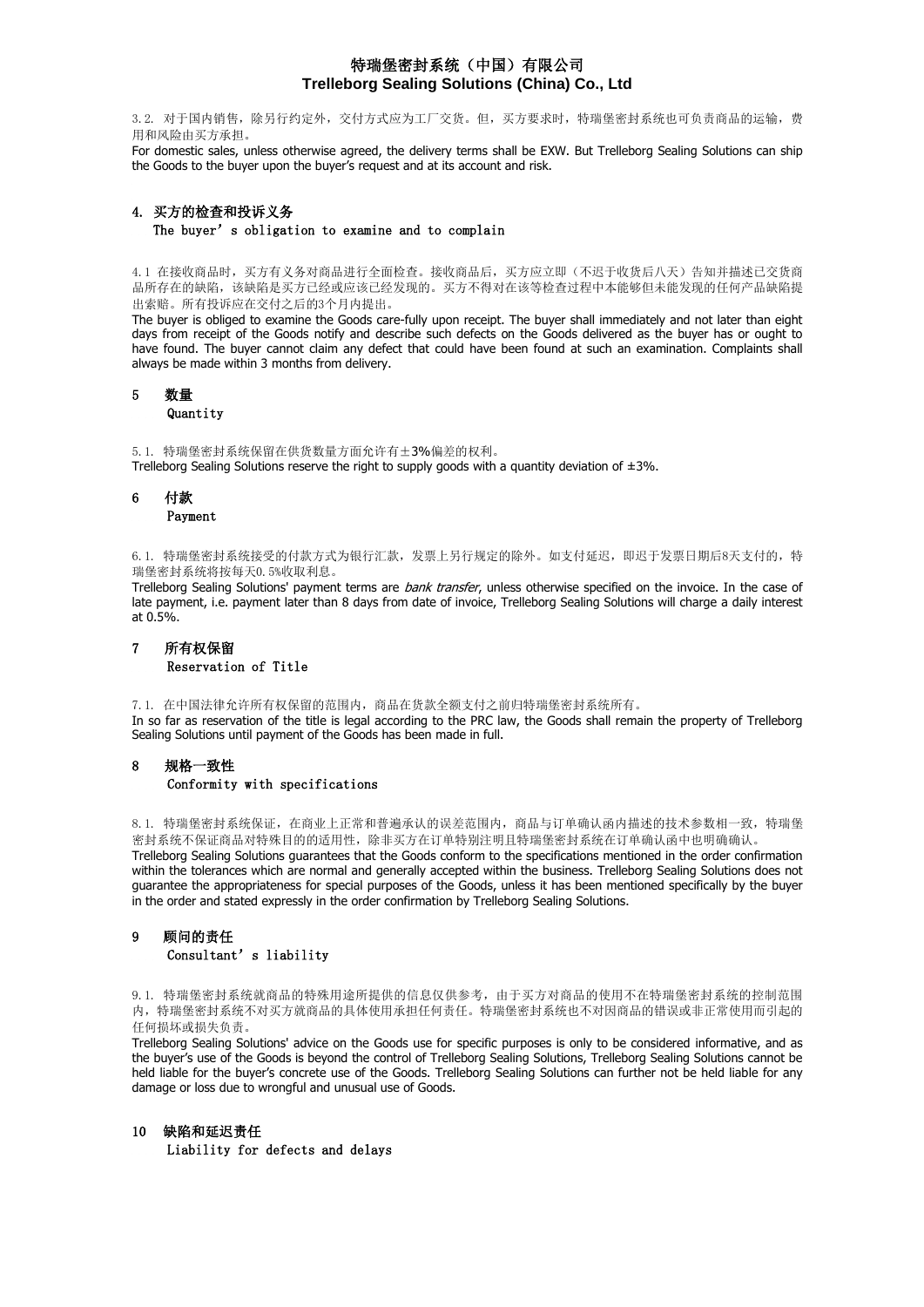3.2. 对于国内销售，除另行约定外，交付方式应为工厂交货。但，买方要求时，特瑞堡密封系统也可负责商品的运输，费用和风险由买方承担。

For domestic sales, unless otherwise agreed, the delivery terms shall be EXW. But Trelleborg Sealing Solutions can ship the Goods to the buyer upon the buyer's request and at its account and risk.

## 4. 买方的检查和投诉义务
The buyer's obligation to examine and to complain

4.1 在接收商品时，买方有义务对商品进行全面检查。接收商品后，买方应立即（不迟于收货后八天）告知并描述已交货商品所存在的缺陷，该缺陷是买方已经或应该已经发现的。买方不得对在该等检查过程中本能够但未能发现的任何产品缺陷提出索赔。所有投诉应在交付之后的3个月内提出。

The buyer is obliged to examine the Goods care-fully upon receipt. The buyer shall immediately and not later than eight days from receipt of the Goods notify and describe such defects on the Goods delivered as the buyer has or ought to have found. The buyer cannot claim any defect that could have been found at such an examination. Complaints shall always be made within 3 months from delivery.

## 5 数量
Quantity

5.1. 特瑞堡密封系统保留在供货数量方面允许有±3%偏差的权利。

Trelleborg Sealing Solutions reserve the right to supply goods with a quantity deviation of ±3%.

## 6 付款
Payment

6.1. 特瑞堡密封系统接受的付款方式为银行汇款，发票上另行规定的除外。如支付延迟，即迟于发票日期后8天支付的，特瑞堡密封系统将按每天0.5%收取利息。

Trelleborg Sealing Solutions' payment terms are *bank transfer*, unless otherwise specified on the invoice. In the case of late payment, i.e. payment later than 8 days from date of invoice, Trelleborg Sealing Solutions will charge a daily interest at 0.5%.

## 7 所有权保留
Reservation of Title

7.1. 在中国法律允许所有权保留的范围内，商品在货款全额支付之前归特瑞堡密封系统所有。

In so far as reservation of the title is legal according to the PRC law, the Goods shall remain the property of Trelleborg Sealing Solutions until payment of the Goods has been made in full.

## 8 规格一致性
Conformity with specifications

8.1. 特瑞堡密封系统保证，在商业上正常和普遍承认的误差范围内，商品与订单确认函内描述的技术参数相一致，特瑞堡密封系统不保证商品对特殊目的的适用性，除非买方在订单特别注明且特瑞堡密封系统在订单确认函中也明确确认。

Trelleborg Sealing Solutions guarantees that the Goods conform to the specifications mentioned in the order confirmation within the tolerances which are normal and generally accepted within the business. Trelleborg Sealing Solutions does not guarantee the appropriateness for special purposes of the Goods, unless it has been mentioned specifically by the buyer in the order and stated expressly in the order confirmation by Trelleborg Sealing Solutions.

## 9 顾问的责任
Consultant's liability

9.1. 特瑞堡密封系统就商品的特殊用途所提供的信息仅供参考，由于买方对商品的使用不在特瑞堡密封系统的控制范围内，特瑞堡密封系统不对买方就商品的具体使用承担任何责任。特瑞堡密封系统也不对因商品的错误或非正常使用而引起的任何损坏或损失负责。

Trelleborg Sealing Solutions' advice on the Goods use for specific purposes is only to be considered informative, and as the buyer's use of the Goods is beyond the control of Trelleborg Sealing Solutions, Trelleborg Sealing Solutions cannot be held liable for the buyer's concrete use of the Goods. Trelleborg Sealing Solutions can further not be held liable for any damage or loss due to wrongful and unusual use of Goods.

## 10 缺陷和延迟责任
Liability for defects and delays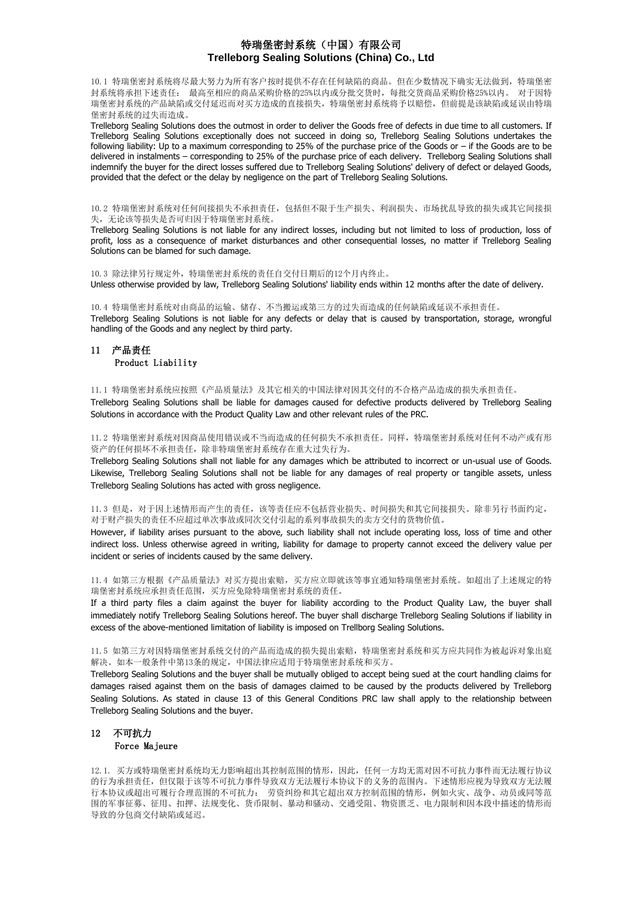# 特瑞堡密封系统（中国）有限公司
# Trelleborg Sealing Solutions (China) Co., Ltd

10.1 特瑞堡密封系统将尽最大努力为所有客户按时提供不存在任何缺陷的商品。但在少数情况下确实无法做到，特瑞堡密封系统将承担下述责任： 最高至相应的商品采购价格的25%以内或分批交货时，每批交货商品采购价格25%以内。 对于因特瑞堡密封系统的产品缺陷或交付延迟而对买方造成的直接损失，特瑞堡密封系统将予以赔偿，但前提是该缺陷或延误由特瑞堡密封系统的过失而造成。

Trelleborg Sealing Solutions does the outmost in order to deliver the Goods free of defects in due time to all customers. If Trelleborg Sealing Solutions exceptionally does not succeed in doing so, Trelleborg Sealing Solutions undertakes the following liability: Up to a maximum corresponding to 25% of the purchase price of the Goods or – if the Goods are to be delivered in instalments – corresponding to 25% of the purchase price of each delivery. Trelleborg Sealing Solutions shall indemnify the buyer for the direct losses suffered due to Trelleborg Sealing Solutions' delivery of defect or delayed Goods, provided that the defect or the delay by negligence on the part of Trelleborg Sealing Solutions.

10.2 特瑞堡密封系统对任何间接损失不承担责任，包括但不限于生产损失、利润损失、市场扰乱导致的损失或其它间接损失，无论该等损失是否可归因于特瑞堡密封系统。

Trelleborg Sealing Solutions is not liable for any indirect losses, including but not limited to loss of production, loss of profit, loss as a consequence of market disturbances and other consequential losses, no matter if Trelleborg Sealing Solutions can be blamed for such damage.

10.3 除法律另行规定外，特瑞堡密封系统的责任自交付日期后的12个月内终止。

Unless otherwise provided by law, Trelleborg Sealing Solutions' liability ends within 12 months after the date of delivery.

10.4 特瑞堡密封系统对由商品的运输、储存、不当搬运或第三方的过失而造成的任何缺陷或延误不承担责任。

Trelleborg Sealing Solutions is not liable for any defects or delay that is caused by transportation, storage, wrongful handling of the Goods and any neglect by third party.

## 11 产品责任
## Product Liability

11.1 特瑞堡密封系统应按照《产品质量法》及其它相关的中国法律对因其交付的不合格产品造成的损失承担责任。

Trelleborg Sealing Solutions shall be liable for damages caused for defective products delivered by Trelleborg Sealing Solutions in accordance with the Product Quality Law and other relevant rules of the PRC.

11.2 特瑞堡密封系统对因商品使用错误或不当而造成的任何损失不承担责任。同样，特瑞堡密封系统对任何不动产或有形资产的任何损坏不承担责任，除非特瑞堡密封系统存在重大过失行为。

Trelleborg Sealing Solutions shall not liable for any damages which be attributed to incorrect or un-usual use of Goods. Likewise, Trelleborg Sealing Solutions shall not be liable for any damages of real property or tangible assets, unless Trelleborg Sealing Solutions has acted with gross negligence.

11.3 但是，对于因上述情形而产生的责任，该等责任应不包括营业损失、时间损失和其它间接损失。除非另行书面约定，对于财产损失的责任不应超过单次事故或同次交付引起的系列事故损失的卖方交付的货物价值。

However, if liability arises pursuant to the above, such liability shall not include operating loss, loss of time and other indirect loss. Unless otherwise agreed in writing, liability for damage to property cannot exceed the delivery value per incident or series of incidents caused by the same delivery.

11.4 如第三方根据《产品质量法》对买方提出索赔，买方应立即就该等事宜通知特瑞堡密封系统。如超出了上述规定的特瑞堡密封系统应承担责任范围，买方应免除特瑞堡密封系统的责任。

If a third party files a claim against the buyer for liability according to the Product Quality Law, the buyer shall immediately notify Trelleborg Sealing Solutions hereof. The buyer shall discharge Trelleborg Sealing Solutions if liability in excess of the above-mentioned limitation of liability is imposed on Trellborg Sealing Solutions.

11.5 如第三方对因特瑞堡密封系统交付的产品而造成的损失提出索赔，特瑞堡密封系统和买方应共同作为被起诉对象出庭解决。如本一般条件中第13条的规定，中国法律应适用于特瑞堡密封系统和买方。

Trelleborg Sealing Solutions and the buyer shall be mutually obliged to accept being sued at the court handling claims for damages raised against them on the basis of damages claimed to be caused by the products delivered by Trelleborg Sealing Solutions. As stated in clause 13 of this General Conditions PRC law shall apply to the relationship between Trelleborg Sealing Solutions and the buyer.

## 12 不可抗力
## Force Majeure

12.1. 买方或特瑞堡密封系统均无力影响超出其控制范围的情形，因此，任何一方均无需对因不可抗力事件而无法履行协议的行为承担责任，但仅限于该等不可抗力事件导致双方无法履行本协议下的义务的范围内。下述情形应视为导致双方无法履行本协议或超出可履行合理范围的不可抗力： 劳资纠纷和其它超出双方控制范围的情形，例如火灾、战争、动员或同等范围的军事征募、征用、扣押、法规变化、货币限制、暴动和骚动、交通受阻、物资匮乏、电力限制和因本段中描述的情形而导致的分包商交付缺陷或延迟。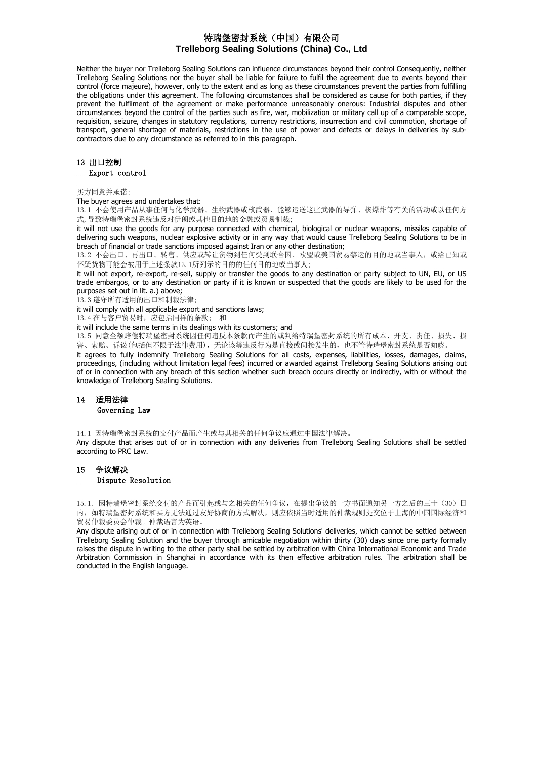Neither the buyer nor Trelleborg Sealing Solutions can influence circumstances beyond their control Consequently, neither Trelleborg Sealing Solutions nor the buyer shall be liable for failure to fulfil the agreement due to events beyond their control (force majeure), however, only to the extent and as long as these circumstances prevent the parties from fulfilling the obligations under this agreement. The following circumstances shall be considered as cause for both parties, if they prevent the fulfilment of the agreement or make performance unreasonably onerous: Industrial disputes and other circumstances beyond the control of the parties such as fire, war, mobilization or military call up of a comparable scope, requisition, seizure, changes in statutory regulations, currency restrictions, insurrection and civil commotion, shortage of transport, general shortage of materials, restrictions in the use of power and defects or delays in deliveries by sub-contractors due to any circumstance as referred to in this paragraph.

## 13 出口控制

Export control

买方同意并承诺:

The buyer agrees and undertakes that:

13.1 不会使用产品从事任何与化学武器、生物武器或核武器、能够运送这些武器的导弹、核爆炸等有关的活动或以任何方式,导致特瑞堡密封系统违反对伊朗或其他目的地的金融或贸易制裁;

it will not use the goods for any purpose connected with chemical, biological or nuclear weapons, missiles capable of delivering such weapons, nuclear explosive activity or in any way that would cause Trelleborg Sealing Solutions to be in breach of financial or trade sanctions imposed against Iran or any other destination;

13.2 不会出口、再出口、转售、供应或转让货物到任何受到联合国、欧盟或美国贸易禁运的目的地或当事人，或给已知或怀疑货物可能会被用于上述条款13.1所列示的目的的任何目的地或当事人;

it will not export, re-export, re-sell, supply or transfer the goods to any destination or party subject to UN, EU, or US trade embargos, or to any destination or party if it is known or suspected that the goods are likely to be used for the purposes set out in lit. a.) above;

13.3 遵守所有适用的出口和制裁法律;

it will comply with all applicable export and sanctions laws;

13.4 在与客户贸易时，应包括同样的条款;　和

it will include the same terms in its dealings with its customers; and

13.5 同意全额赔偿特瑞堡密封系统因任何违反本条款而产生的或判给特瑞堡密封系统的所有成本、开支、责任、损失、损害、索赔、诉讼(包括但不限于法律费用)，无论该等违反行为是直接或间接发生的，也不管特瑞堡密封系统是否知晓。

it agrees to fully indemnify Trelleborg Sealing Solutions for all costs, expenses, liabilities, losses, damages, claims, proceedings, (including without limitation legal fees) incurred or awarded against Trelleborg Sealing Solutions arising out of or in connection with any breach of this section whether such breach occurs directly or indirectly, with or without the knowledge of Trelleborg Sealing Solutions.

## 14 适用法律

Governing Law

14.1 因特瑞堡密封系统的交付产品而产生或与其相关的任何争议应通过中国法律解决。

Any dispute that arises out of or in connection with any deliveries from Trelleborg Sealing Solutions shall be settled according to PRC Law.

## 15 争议解决

Dispute Resolution

15.1. 因特瑞堡密封系统交付的产品而引起或与之相关的任何争议，在提出争议的一方书面通知另一方之后的三十（30）日内，如特瑞堡密封系统和买方无法通过友好协商的方式解决，则应依照当时适用的仲裁规则提交位于上海的中国国际经济和贸易仲裁委员会仲裁。仲裁语言为英语。

Any dispute arising out of or in connection with Trelleborg Sealing Solutions' deliveries, which cannot be settled between Trelleborg Sealing Solution and the buyer through amicable negotiation within thirty (30) days since one party formally raises the dispute in writing to the other party shall be settled by arbitration with China International Economic and Trade Arbitration Commission in Shanghai in accordance with its then effective arbitration rules. The arbitration shall be conducted in the English language.